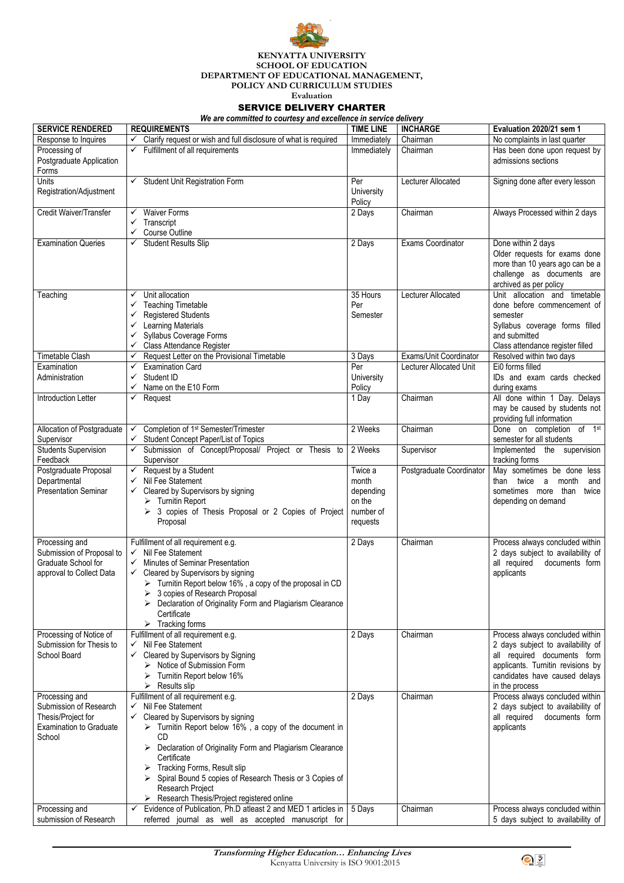**KENYATTA UNIVERSITY**
**SCHOOL OF EDUCATION**
**DEPARTMENT OF EDUCATIONAL MANAGEMENT,**
**POLICY AND CURRICULUM STUDIES**
**Evaluation**

# SERVICE DELIVERY CHARTER

***We are committed to courtesy and excellence in service delivery***

| SERVICE RENDERED | REQUIREMENTS | TIME LINE | INCHARGE | Evaluation 2020/21 sem 1 |
|---|---|---|---|---|
| Response to Inquires | ✓ Clarify request or wish and full disclosure of what is required | Immediately | Chairman | No complaints in last quarter |
| Processing of Postgraduate Application Forms | ✓ Fulfillment of all requirements | Immediately | Chairman | Has been done upon request by admissions sections |
| Units Registration/Adjustment | ✓ Student Unit Registration Form | Per University Policy | Lecturer Allocated | Signing done after every lesson |
| Credit Waiver/Transfer | ✓ Waiver Forms<br>✓ Transcript<br>✓ Course Outline | 2 Days | Chairman | Always Processed within 2 days |
| Examination Queries | ✓ Student Results Slip | 2 Days | Exams Coordinator | Done within 2 days<br>Older requests for exams done more than 10 years ago can be a challenge as documents are archived as per policy |
| Teaching | ✓ Unit allocation<br>✓ Teaching Timetable<br>✓ Registered Students<br>✓ Learning Materials<br>✓ Syllabus Coverage Forms<br>✓ Class Attendance Register | 35 Hours Per Semester | Lecturer Allocated | Unit allocation and timetable done before commencement of semester<br>Syllabus coverage forms filled and submitted<br>Class attendance register filled |
| Timetable Clash | ✓ Request Letter on the Provisional Timetable | 3 Days | Exams/Unit Coordinator | Resolved within two days |
| Examination Administration | ✓ Examination Card<br>✓ Student ID<br>✓ Name on the E10 Form | Per University Policy | Lecturer Allocated Unit | Ei0 forms filled<br>IDs and exam cards checked during exams |
| Introduction Letter | ✓ Request | 1 Day | Chairman | All done within 1 Day. Delays may be caused by students not providing full information |
| Allocation of Postgraduate Supervisor | ✓ Completion of 1st Semester/Trimester<br>✓ Student Concept Paper/List of Topics | 2 Weeks | Chairman | Done on completion of 1st semester for all students |
| Students Supervision Feedback | ✓ Submission of Concept/Proposal/ Project or Thesis to Supervisor | 2 Weeks | Supervisor | Implemented the supervision tracking forms |
| Postgraduate Proposal Departmental Presentation Seminar | ✓ Request by a Student<br>✓ Nil Fee Statement<br>✓ Cleared by Supervisors by signing<br>➢ Turnitin Report<br>➢ 3 copies of Thesis Proposal or 2 Copies of Project Proposal | Twice a month depending on the number of requests | Postgraduate Coordinator | May sometimes be done less than twice a month and sometimes more than twice depending on demand |
| Processing and Submission of Proposal to Graduate School for approval to Collect Data | Fulfillment of all requirement e.g.<br>✓ Nil Fee Statement<br>✓ Minutes of Seminar Presentation<br>✓ Cleared by Supervisors by signing<br>➢ Turnitin Report below 16% , a copy of the proposal in CD<br>➢ 3 copies of Research Proposal<br>➢ Declaration of Originality Form and Plagiarism Clearance Certificate<br>➢ Tracking forms | 2 Days | Chairman | Process always concluded within 2 days subject to availability of all required documents form applicants |
| Processing of Notice of Submission for Thesis to School Board | Fulfillment of all requirement e.g.<br>✓ Nil Fee Statement<br>✓ Cleared by Supervisors by Signing<br>➢ Notice of Submission Form<br>➢ Turnitin Report below 16%<br>➢ Results slip | 2 Days | Chairman | Process always concluded within 2 days subject to availability of all required documents form applicants. Turnitin revisions by candidates have caused delays in the process |
| Processing and Submission of Research Thesis/Project for Examination to Graduate School | Fulfillment of all requirement e.g.<br>✓ Nil Fee Statement<br>✓ Cleared by Supervisors by signing<br>➢ Turnitin Report below 16% , a copy of the document in CD<br>➢ Declaration of Originality Form and Plagiarism Clearance Certificate<br>➢ Tracking Forms, Result slip<br>➢ Spiral Bound 5 copies of Research Thesis or 3 Copies of Research Project<br>➢ Research Thesis/Project registered online | 2 Days | Chairman | Process always concluded within 2 days subject to availability of all required documents form applicants |
| Processing and submission of Research | ✓ Evidence of Publication, Ph.D atleast 2 and MED 1 articles in referred journal as well as accepted manuscript for | 5 Days | Chairman | Process always concluded within 5 days subject to availability of |

**Transforming Higher Education… Enhancing Lives**
Kenyatta University is ISO 9001:2015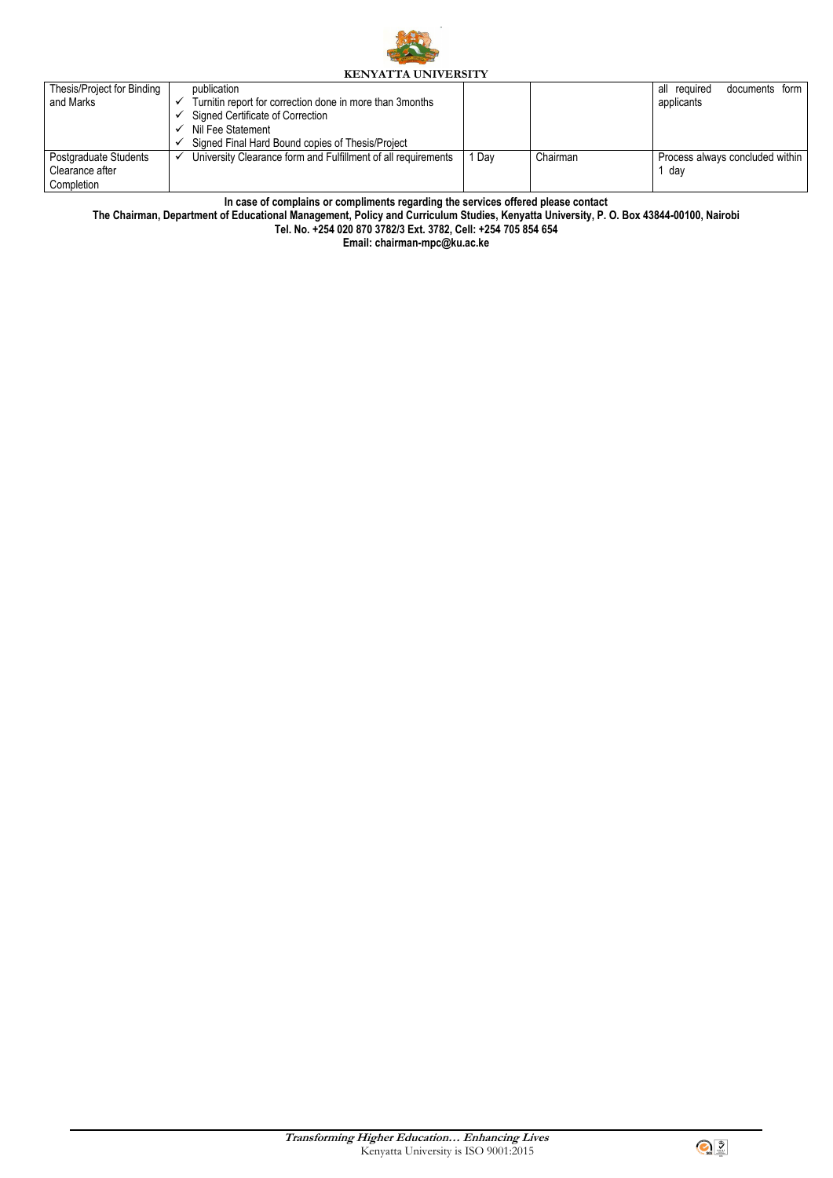**KENYATTA UNIVERSITY**

| | | | | |
|---|---|---|---|---|
| Thesis/Project for Binding and Marks | publication<br>✓ Turnitin report for correction done in more than 3months<br>✓ Signed Certificate of Correction<br>✓ Nil Fee Statement<br>✓ Signed Final Hard Bound copies of Thesis/Project | | | all required documents form applicants |
| Postgraduate Students Clearance after Completion | ✓ University Clearance form and Fulfillment of all requirements | 1 Day | Chairman | Process always concluded within 1 day |

**In case of complains or compliments regarding the services offered please contact**
**The Chairman, Department of Educational Management, Policy and Curriculum Studies, Kenyatta University, P. O. Box 43844-00100, Nairobi**
**Tel. No. +254 020 870 3782/3 Ext. 3782, Cell: +254 705 854 654**
**Email: chairman-mpc@ku.ac.ke**